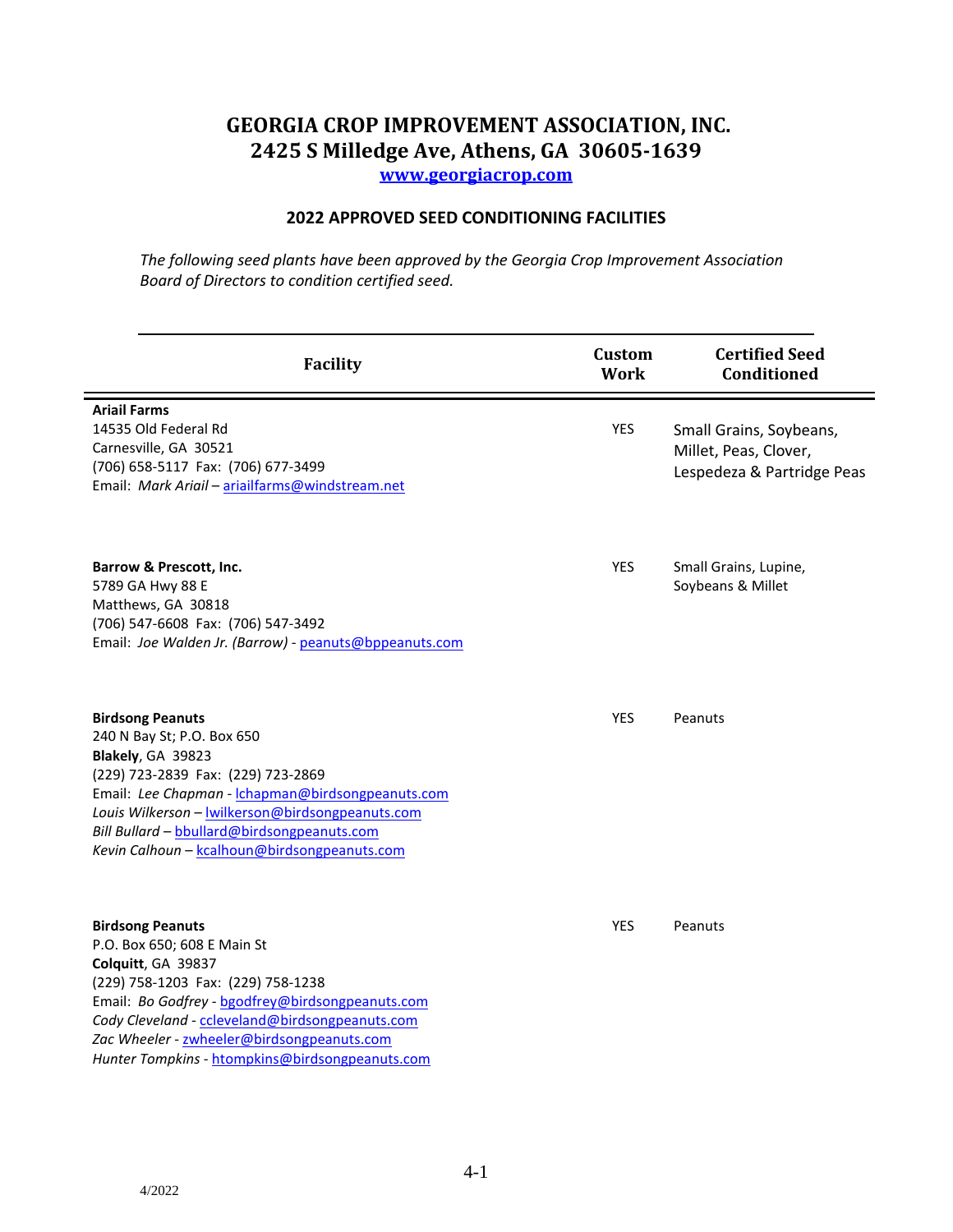# GEORGIA CROP IMPROVEMENT ASSOCIATION, INC.
## 2425 S Milledge Ave, Athens, GA 30605-1639

[www.georgiacrop.com](http://www.georgiacrop.com)

### 2022 APPROVED SEED CONDITIONING FACILITIES

*The following seed plants have been approved by the Georgia Crop Improvement Association Board of Directors to condition certified seed.*

| Facility | Custom Work | Certified Seed Conditioned |
|---|---|---|
| **Ariail Farms**<br>14535 Old Federal Rd<br>Carnesville, GA 30521<br>(706) 658-5117 Fax: (706) 677-3499<br>Email: *Mark Ariail* – ariailfarms@windstream.net | YES | Small Grains, Soybeans, Millet, Peas, Clover, Lespedeza & Partridge Peas |
| **Barrow & Prescott, Inc.**<br>5789 GA Hwy 88 E<br>Matthews, GA 30818<br>(706) 547-6608 Fax: (706) 547-3492<br>Email: *Joe Walden Jr. (Barrow)* - peanuts@bppeanuts.com | YES | Small Grains, Lupine, Soybeans & Millet |
| **Birdsong Peanuts**<br>240 N Bay St; P.O. Box 650<br>**Blakely**, GA 39823<br>(229) 723-2839 Fax: (229) 723-2869<br>Email: *Lee Chapman* - lchapman@birdsongpeanuts.com<br>*Louis Wilkerson* – lwilkerson@birdsongpeanuts.com<br>*Bill Bullard* – bbullard@birdsongpeanuts.com<br>*Kevin Calhoun* – kcalhoun@birdsongpeanuts.com | YES | Peanuts |
| **Birdsong Peanuts**<br>P.O. Box 650; 608 E Main St<br>**Colquitt**, GA 39837<br>(229) 758-1203 Fax: (229) 758-1238<br>Email: *Bo Godfrey* - bgodfrey@birdsongpeanuts.com<br>*Cody Cleveland* - ccleveland@birdsongpeanuts.com<br>*Zac Wheeler* - zwheeler@birdsongpeanuts.com<br>*Hunter Tompkins* - htompkins@birdsongpeanuts.com | YES | Peanuts |

4/2022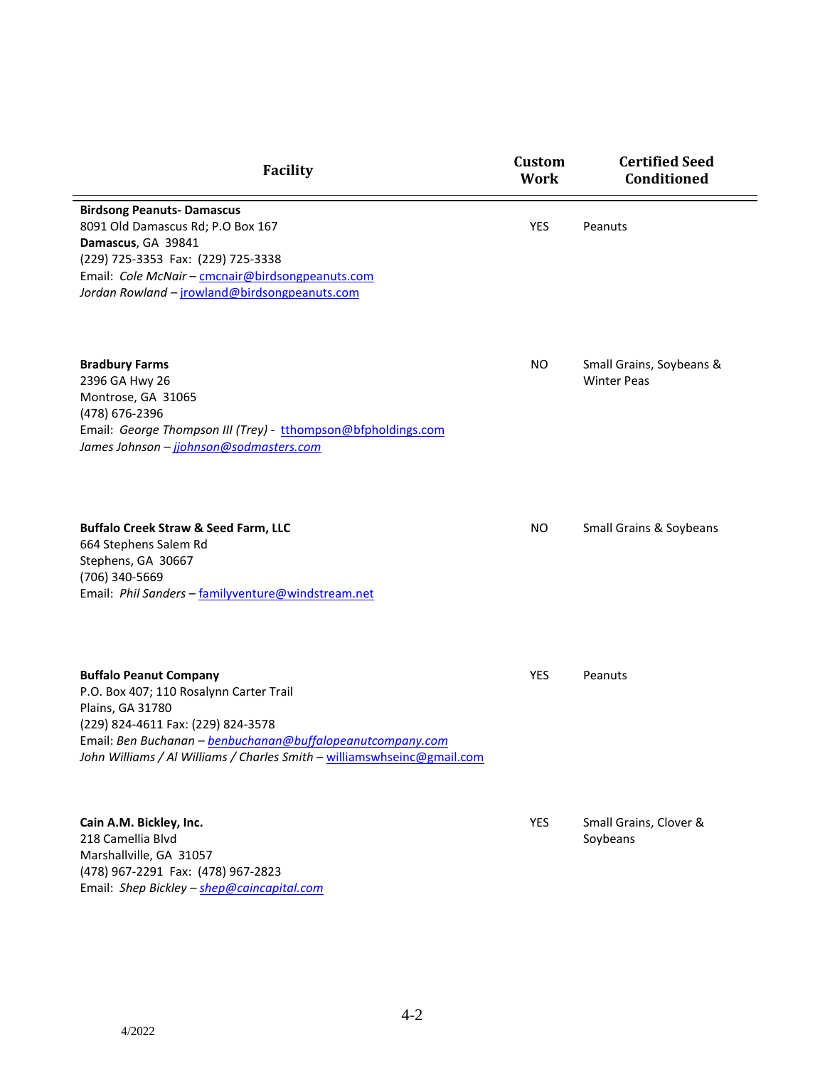| Facility | Custom Work | Certified Seed Conditioned |
|---|---|---|
| **Birdsong Peanuts- Damascus**<br>8091 Old Damascus Rd; P.O Box 167<br>**Damascus**, GA 39841<br>(229) 725-3353 Fax: (229) 725-3338<br>Email: *Cole McNair* – cmcnair@birdsongpeanuts.com<br>*Jordan Rowland* – jrowland@birdsongpeanuts.com | YES | Peanuts |
| **Bradbury Farms**<br>2396 GA Hwy 26<br>Montrose, GA 31065<br>(478) 676-2396<br>Email: *George Thompson III (Trey)* - tthompson@bfpholdings.com<br>*James Johnson* – *jjohnson@sodmasters.com* | NO | Small Grains, Soybeans & Winter Peas |
| **Buffalo Creek Straw & Seed Farm, LLC**<br>664 Stephens Salem Rd<br>Stephens, GA 30667<br>(706) 340-5669<br>Email: *Phil Sanders* – familyventure@windstream.net | NO | Small Grains & Soybeans |
| **Buffalo Peanut Company**<br>P.O. Box 407; 110 Rosalynn Carter Trail<br>Plains, GA 31780<br>(229) 824-4611 Fax: (229) 824-3578<br>Email: *Ben Buchanan* – *benbuchanan@buffalopeanutcompany.com*<br>*John Williams / Al Williams / Charles Smith* – williamswhseinc@gmail.com | YES | Peanuts |
| **Cain A.M. Bickley, Inc.**<br>218 Camellia Blvd<br>Marshallville, GA 31057<br>(478) 967-2291 Fax: (478) 967-2823<br>Email: *Shep Bickley* – *shep@caincapital.com* | YES | Small Grains, Clover & Soybeans |

4/2022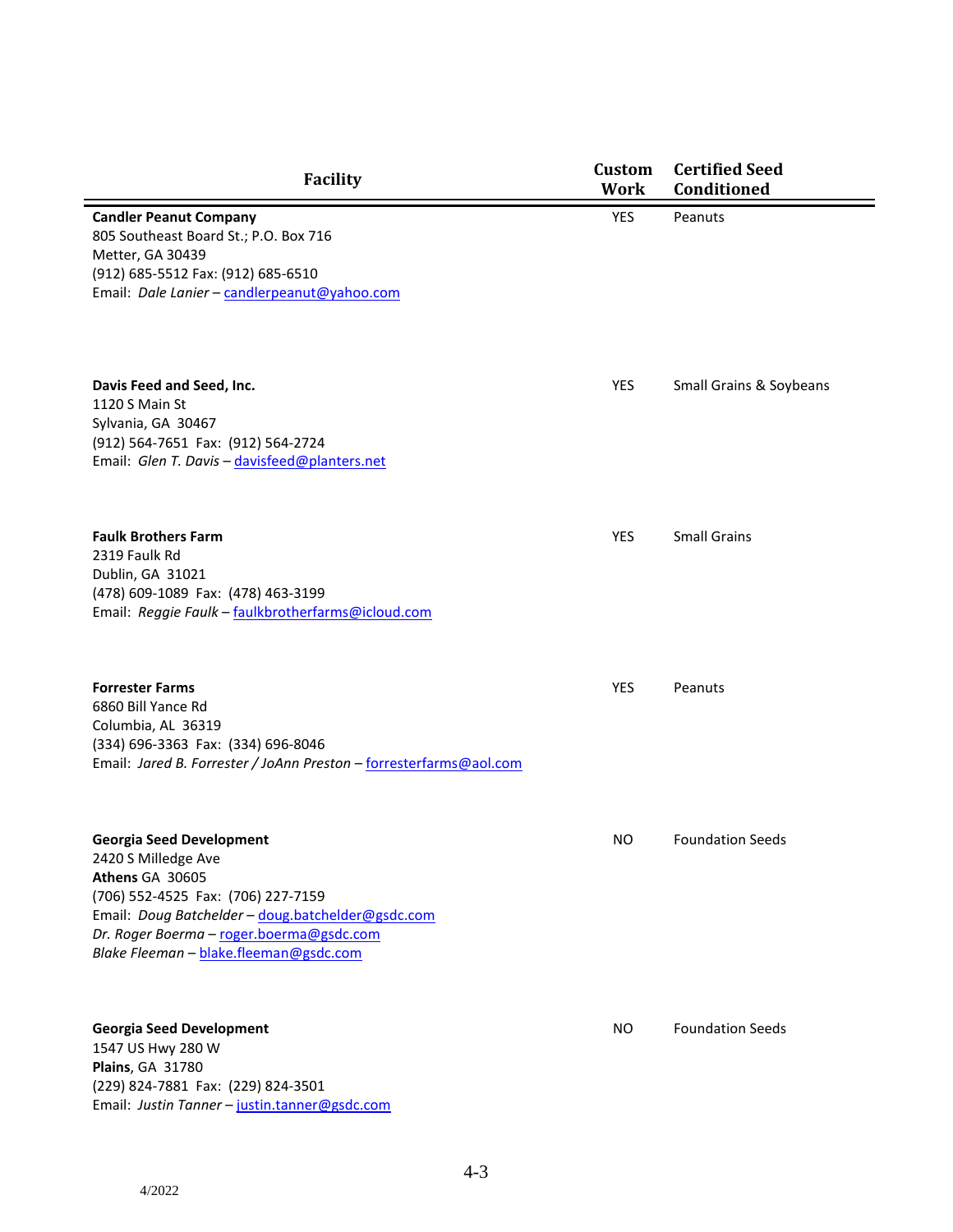| Facility | Custom Work | Certified Seed Conditioned |
|---|---|---|
| **Candler Peanut Company**<br>805 Southeast Board St.; P.O. Box 716<br>Metter, GA 30439<br>(912) 685-5512 Fax: (912) 685-6510<br>Email: *Dale Lanier* – candlerpeanut@yahoo.com | YES | Peanuts |
| **Davis Feed and Seed, Inc.**<br>1120 S Main St<br>Sylvania, GA 30467<br>(912) 564-7651 Fax: (912) 564-2724<br>Email: *Glen T. Davis* – davisfeed@planters.net | YES | Small Grains & Soybeans |
| **Faulk Brothers Farm**<br>2319 Faulk Rd<br>Dublin, GA 31021<br>(478) 609-1089 Fax: (478) 463-3199<br>Email: *Reggie Faulk* – faulkbrotherfarms@icloud.com | YES | Small Grains |
| **Forrester Farms**<br>6860 Bill Yance Rd<br>Columbia, AL 36319<br>(334) 696-3363 Fax: (334) 696-8046<br>Email: *Jared B. Forrester / JoAnn Preston* – forresterfarms@aol.com | YES | Peanuts |
| **Georgia Seed Development**<br>2420 S Milledge Ave<br>**Athens** GA 30605<br>(706) 552-4525 Fax: (706) 227-7159<br>Email: *Doug Batchelder* – doug.batchelder@gsdc.com<br>*Dr. Roger Boerma* – roger.boerma@gsdc.com<br>*Blake Fleeman* – blake.fleeman@gsdc.com | NO | Foundation Seeds |
| **Georgia Seed Development**<br>1547 US Hwy 280 W<br>**Plains**, GA 31780<br>(229) 824-7881 Fax: (229) 824-3501<br>Email: *Justin Tanner* – justin.tanner@gsdc.com | NO | Foundation Seeds |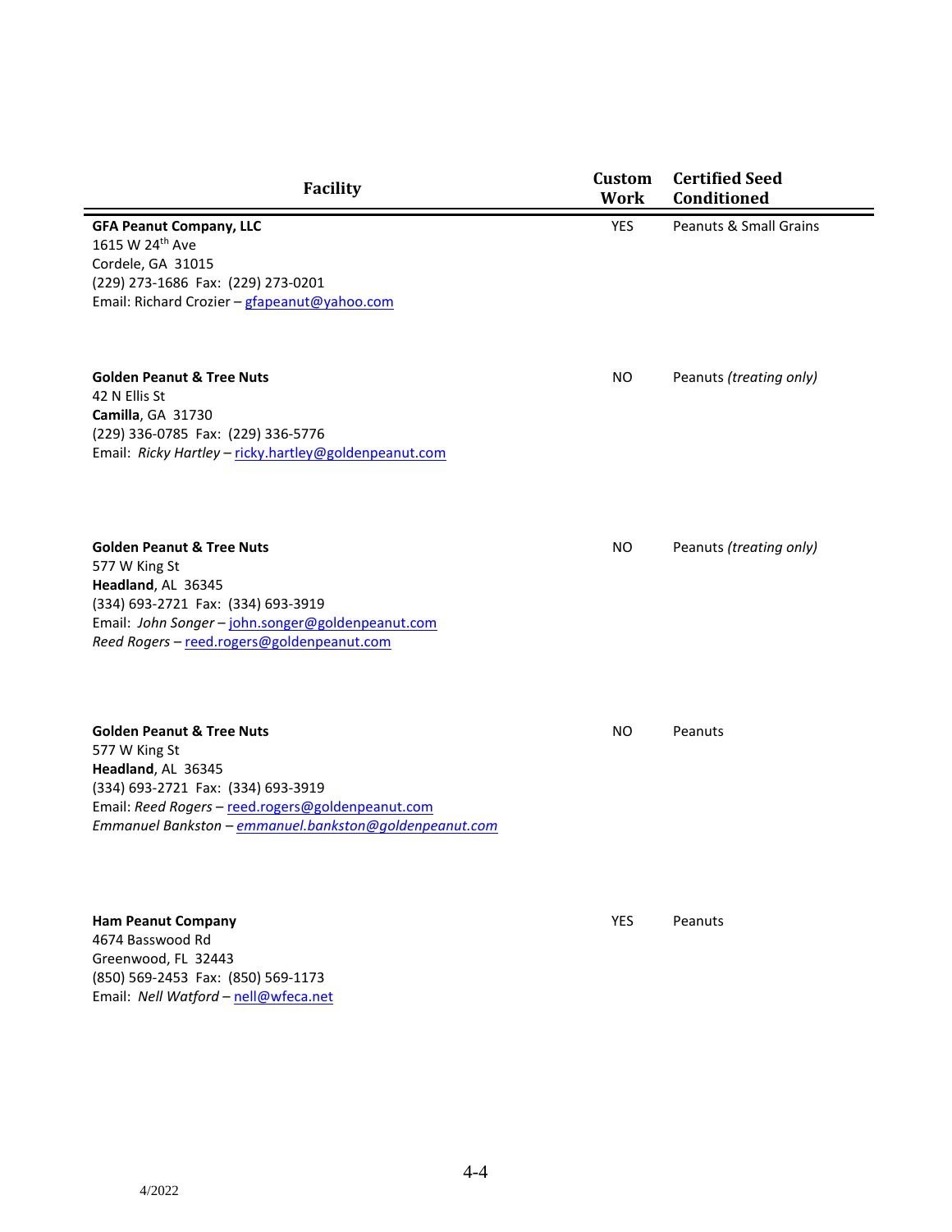| Facility | Custom Work | Certified Seed Conditioned |
|---|---|---|
| **GFA Peanut Company, LLC**<br>1615 W 24th Ave<br>Cordele, GA 31015<br>(229) 273-1686 Fax: (229) 273-0201<br>Email: Richard Crozier – gfapeanut@yahoo.com | YES | Peanuts & Small Grains |
| **Golden Peanut & Tree Nuts**<br>42 N Ellis St<br>**Camilla**, GA 31730<br>(229) 336-0785 Fax: (229) 336-5776<br>Email: *Ricky Hartley* – ricky.hartley@goldenpeanut.com | NO | Peanuts *(treating only)* |
| **Golden Peanut & Tree Nuts**<br>577 W King St<br>**Headland**, AL 36345<br>(334) 693-2721 Fax: (334) 693-3919<br>Email: *John Songer* – john.songer@goldenpeanut.com<br>*Reed Rogers* – reed.rogers@goldenpeanut.com | NO | Peanuts *(treating only)* |
| **Golden Peanut & Tree Nuts**<br>577 W King St<br>**Headland**, AL 36345<br>(334) 693-2721 Fax: (334) 693-3919<br>Email: *Reed Rogers* – reed.rogers@goldenpeanut.com<br>*Emmanuel Bankston* – *emmanuel.bankston@goldenpeanut.com* | NO | Peanuts |
| **Ham Peanut Company**<br>4674 Basswood Rd<br>Greenwood, FL 32443<br>(850) 569-2453 Fax: (850) 569-1173<br>Email: *Nell Watford* – nell@wfeca.net | YES | Peanuts |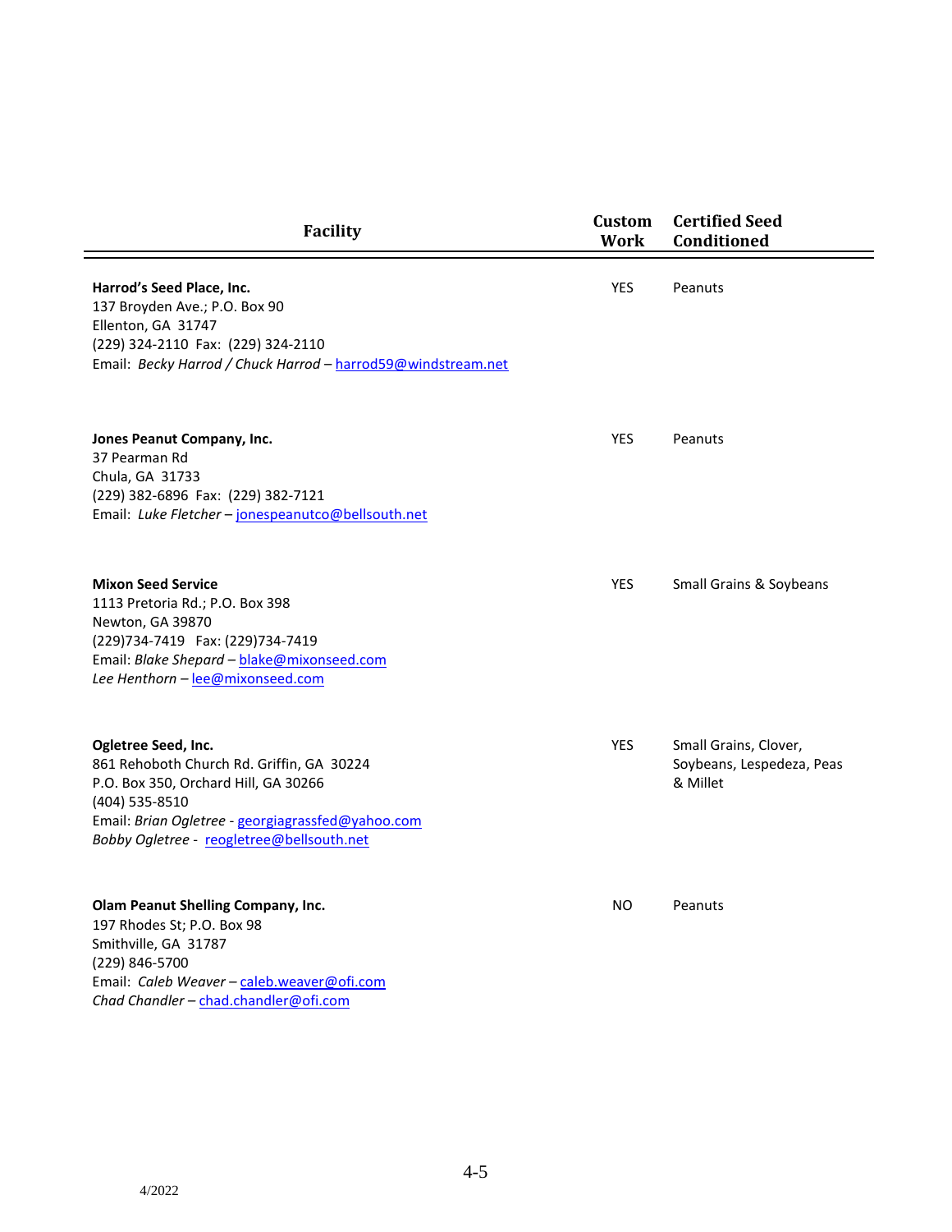| Facility | Custom Work | Certified Seed Conditioned |
|---|---|---|
| **Harrod's Seed Place, Inc.**<br>137 Broyden Ave.; P.O. Box 90<br>Ellenton, GA 31747<br>(229) 324-2110 Fax: (229) 324-2110<br>Email: *Becky Harrod / Chuck Harrod* – harrod59@windstream.net | YES | Peanuts |
| **Jones Peanut Company, Inc.**<br>37 Pearman Rd<br>Chula, GA 31733<br>(229) 382-6896 Fax: (229) 382-7121<br>Email: *Luke Fletcher* – jonespeanutco@bellsouth.net | YES | Peanuts |
| **Mixon Seed Service**<br>1113 Pretoria Rd.; P.O. Box 398<br>Newton, GA 39870<br>(229)734-7419 Fax: (229)734-7419<br>Email: *Blake Shepard* – blake@mixonseed.com<br>*Lee Henthorn* – lee@mixonseed.com | YES | Small Grains & Soybeans |
| **Ogletree Seed, Inc.**<br>861 Rehoboth Church Rd. Griffin, GA 30224<br>P.O. Box 350, Orchard Hill, GA 30266<br>(404) 535-8510<br>Email: *Brian Ogletree* - georgiagrassfed@yahoo.com<br>*Bobby Ogletree* - reogletree@bellsouth.net | YES | Small Grains, Clover, Soybeans, Lespedeza, Peas & Millet |
| **Olam Peanut Shelling Company, Inc.**<br>197 Rhodes St; P.O. Box 98<br>Smithville, GA 31787<br>(229) 846-5700<br>Email: *Caleb Weaver* – caleb.weaver@ofi.com<br>*Chad Chandler* – chad.chandler@ofi.com | NO | Peanuts |

4/2022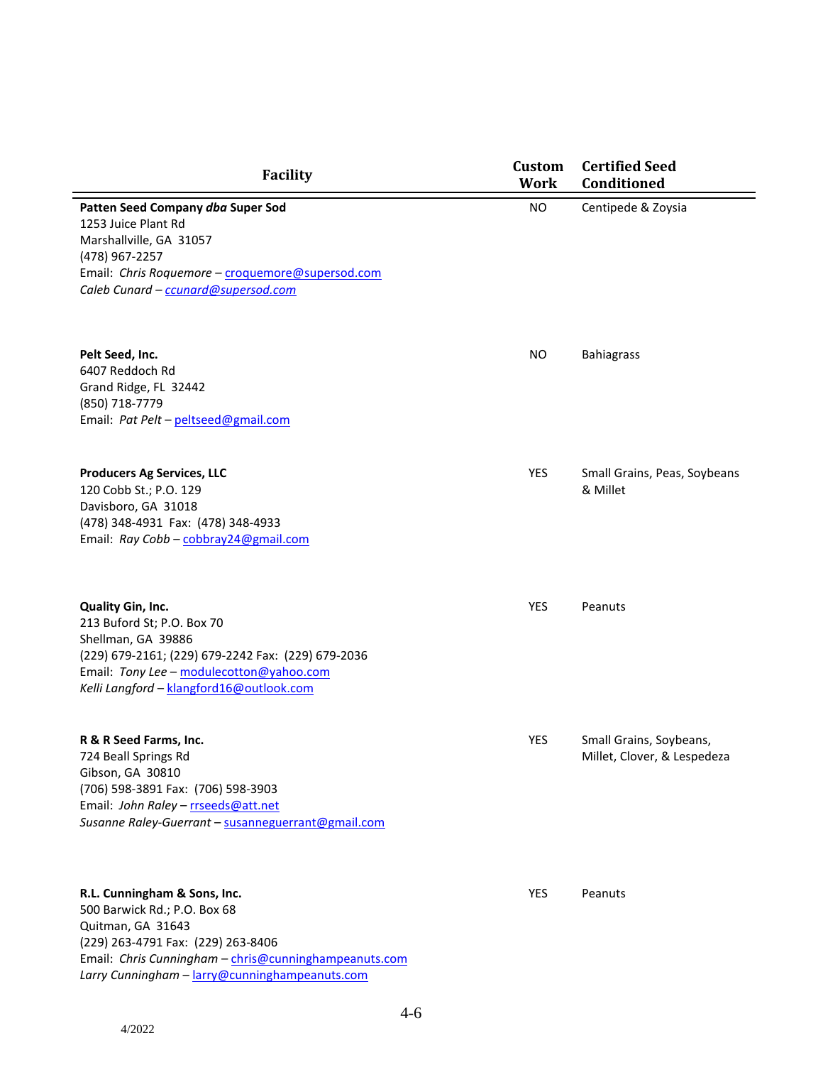| Facility | Custom Work | Certified Seed Conditioned |
|---|---|---|
| **Patten Seed Company *dba* Super Sod**<br>1253 Juice Plant Rd<br>Marshallville, GA 31057<br>(478) 967-2257<br>Email: *Chris Roquemore* – croquemore@supersod.com<br>*Caleb Cunard* – *ccunard@supersod.com* | NO | Centipede & Zoysia |
| **Pelt Seed, Inc.**<br>6407 Reddoch Rd<br>Grand Ridge, FL 32442<br>(850) 718-7779<br>Email: *Pat Pelt* – peltseed@gmail.com | NO | Bahiagrass |
| **Producers Ag Services, LLC**<br>120 Cobb St.; P.O. 129<br>Davisboro, GA 31018<br>(478) 348-4931 Fax: (478) 348-4933<br>Email: *Ray Cobb* – cobbray24@gmail.com | YES | Small Grains, Peas, Soybeans & Millet |
| **Quality Gin, Inc.**<br>213 Buford St; P.O. Box 70<br>Shellman, GA 39886<br>(229) 679-2161; (229) 679-2242 Fax: (229) 679-2036<br>Email: *Tony Lee* – modulecotton@yahoo.com<br>*Kelli Langford* – klangford16@outlook.com | YES | Peanuts |
| **R & R Seed Farms, Inc.**<br>724 Beall Springs Rd<br>Gibson, GA 30810<br>(706) 598-3891 Fax: (706) 598-3903<br>Email: *John Raley* – rrseeds@att.net<br>*Susanne Raley-Guerrant* – susanneguerrant@gmail.com | YES | Small Grains, Soybeans, Millet, Clover, & Lespedeza |
| **R.L. Cunningham & Sons, Inc.**<br>500 Barwick Rd.; P.O. Box 68<br>Quitman, GA 31643<br>(229) 263-4791 Fax: (229) 263-8406<br>Email: *Chris Cunningham* – chris@cunninghampeanuts.com<br>*Larry Cunningham* – larry@cunninghampeanuts.com | YES | Peanuts |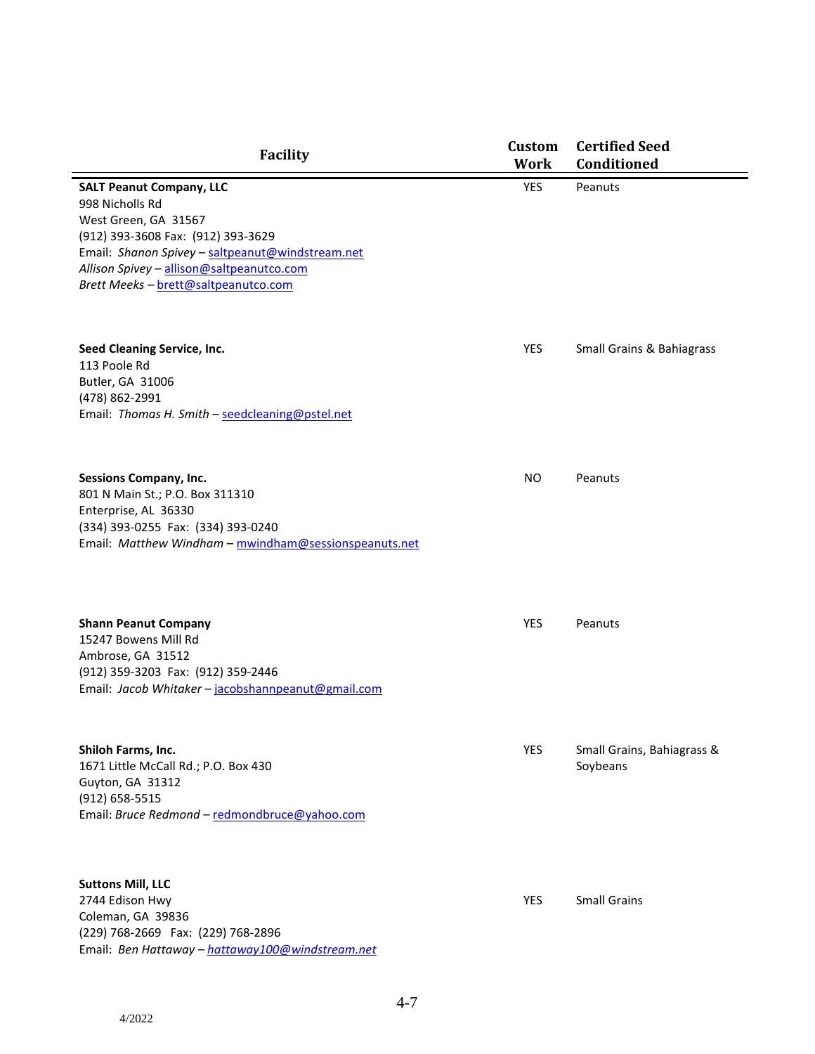| Facility | Custom Work | Certified Seed Conditioned |
|---|---|---|
| **SALT Peanut Company, LLC**<br>998 Nicholls Rd<br>West Green, GA 31567<br>(912) 393-3608 Fax: (912) 393-3629<br>Email: *Shanon Spivey* – saltpeanut@windstream.net<br>*Allison Spivey* – allison@saltpeanutco.com<br>*Brett Meeks* – brett@saltpeanutco.com | YES | Peanuts |
| **Seed Cleaning Service, Inc.**<br>113 Poole Rd<br>Butler, GA 31006<br>(478) 862-2991<br>Email: *Thomas H. Smith* – seedcleaning@pstel.net | YES | Small Grains & Bahiagrass |
| **Sessions Company, Inc.**<br>801 N Main St.; P.O. Box 311310<br>Enterprise, AL 36330<br>(334) 393-0255 Fax: (334) 393-0240<br>Email: *Matthew Windham* – mwindham@sessionspeanuts.net | NO | Peanuts |
| **Shann Peanut Company**<br>15247 Bowens Mill Rd<br>Ambrose, GA 31512<br>(912) 359-3203 Fax: (912) 359-2446<br>Email: *Jacob Whitaker* – jacobshannpeanut@gmail.com | YES | Peanuts |
| **Shiloh Farms, Inc.**<br>1671 Little McCall Rd.; P.O. Box 430<br>Guyton, GA 31312<br>(912) 658-5515<br>Email: *Bruce Redmond* – redmondbruce@yahoo.com | YES | Small Grains, Bahiagrass & Soybeans |
| **Suttons Mill, LLC**<br>2744 Edison Hwy<br>Coleman, GA 39836<br>(229) 768-2669 Fax: (229) 768-2896<br>Email: *Ben Hattaway* – *hattaway100@windstream.net* | YES | Small Grains |

4/2022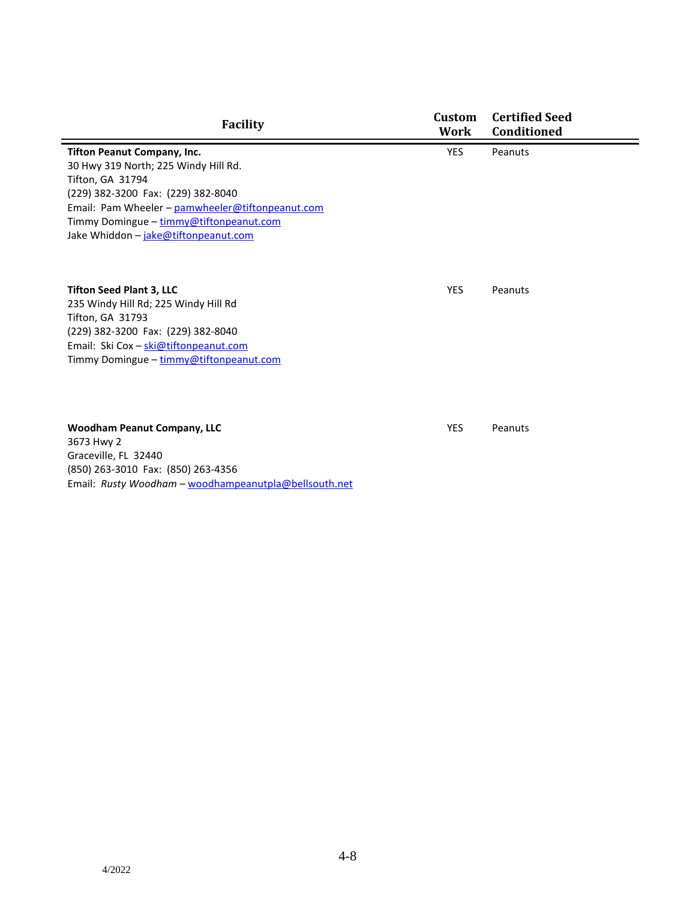| Facility | Custom Work | Certified Seed Conditioned |
|---|---|---|
| **Tifton Peanut Company, Inc.**<br>30 Hwy 319 North; 225 Windy Hill Rd.<br>Tifton, GA 31794<br>(229) 382-3200 Fax: (229) 382-8040<br>Email: Pam Wheeler – pamwheeler@tiftonpeanut.com<br>Timmy Domingue – timmy@tiftonpeanut.com<br>Jake Whiddon – jake@tiftonpeanut.com | YES | Peanuts |
| **Tifton Seed Plant 3, LLC**<br>235 Windy Hill Rd; 225 Windy Hill Rd<br>Tifton, GA 31793<br>(229) 382-3200 Fax: (229) 382-8040<br>Email: Ski Cox – ski@tiftonpeanut.com<br>Timmy Domingue – timmy@tiftonpeanut.com | YES | Peanuts |
| **Woodham Peanut Company, LLC**<br>3673 Hwy 2<br>Graceville, FL 32440<br>(850) 263-3010 Fax: (850) 263-4356<br>Email: *Rusty Woodham* – woodhampeanutpla@bellsouth.net | YES | Peanuts |

4/2022